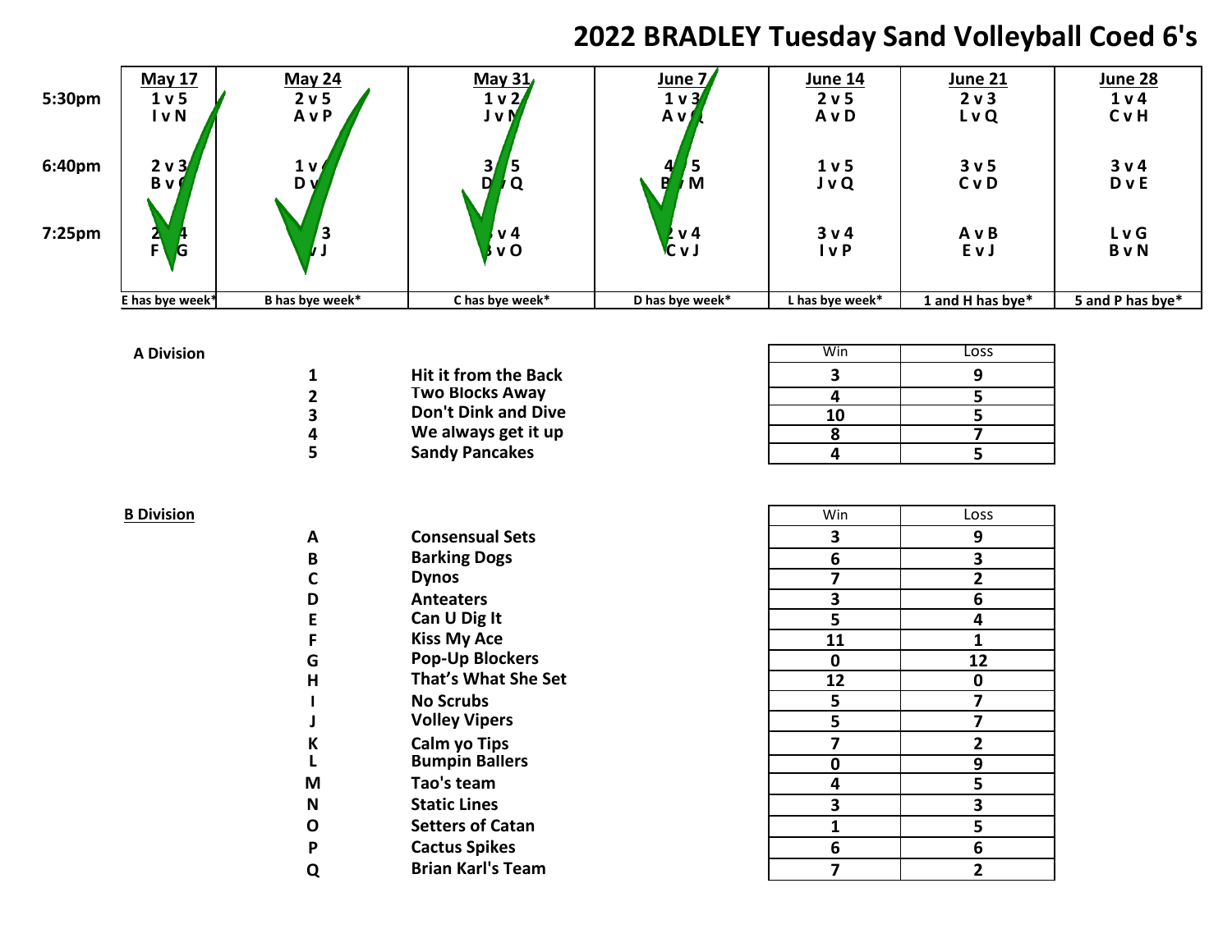# 2022 BRADLEY Tuesday Sand Volleyball Coed 6's

| | May 17 | May 24 | May 31 | June 7 | June 14 | June 21 | June 28 |
|---|---|---|---|---|---|---|---|
| 5:30pm | 1 v 5<br>I v N | 2 v 5<br>A v P | 1 v 2<br>J v N | 1 v 3<br>A v Q | 2 v 5<br>A v D | 2 v 3<br>L v Q | 1 v 4<br>C v H |
| 6:40pm | 2 v 3<br>B v C | 1 v<br>D v | 3 v 5<br>D v Q | 4 v 5<br>B v M | 1 v 5<br>J v Q | 3 v 5<br>C v D | 3 v 4<br>D v E |
| 7:25pm | 2 v 4<br>F v G | 3<br>v J | v 4<br>v O | 2 v 4<br>C v J | 3 v 4<br>I v P | A v B<br>E v J | L v G<br>B v N |
| | E has bye week* | B has bye week* | C has bye week* | D has bye week* | L has bye week* | 1 and H has bye* | 5 and P has bye* |

**A Division**

| | Team | Win | Loss |
|---|---|---|---|
| 1 | Hit it from the Back | 3 | 9 |
| 2 | Two Blocks Away | 4 | 5 |
| 3 | Don't Dink and Dive | 10 | 5 |
| 4 | We always get it up | 8 | 7 |
| 5 | Sandy Pancakes | 4 | 5 |

**B Division**

| | Team | Win | Loss |
|---|---|---|---|
| A | Consensual Sets | 3 | 9 |
| B | Barking Dogs | 6 | 3 |
| C | Dynos | 7 | 2 |
| D | Anteaters | 3 | 6 |
| E | Can U Dig It | 5 | 4 |
| F | Kiss My Ace | 11 | 1 |
| G | Pop-Up Blockers | 0 | 12 |
| H | That's What She Set | 12 | 0 |
| I | No Scrubs | 5 | 7 |
| J | Volley Vipers | 5 | 7 |
| K | Calm yo Tips | 7 | 2 |
| L | Bumpin Ballers | 0 | 9 |
| M | Tao's team | 4 | 5 |
| N | Static Lines | 3 | 3 |
| O | Setters of Catan | 1 | 5 |
| P | Cactus Spikes | 6 | 6 |
| Q | Brian Karl's Team | 7 | 2 |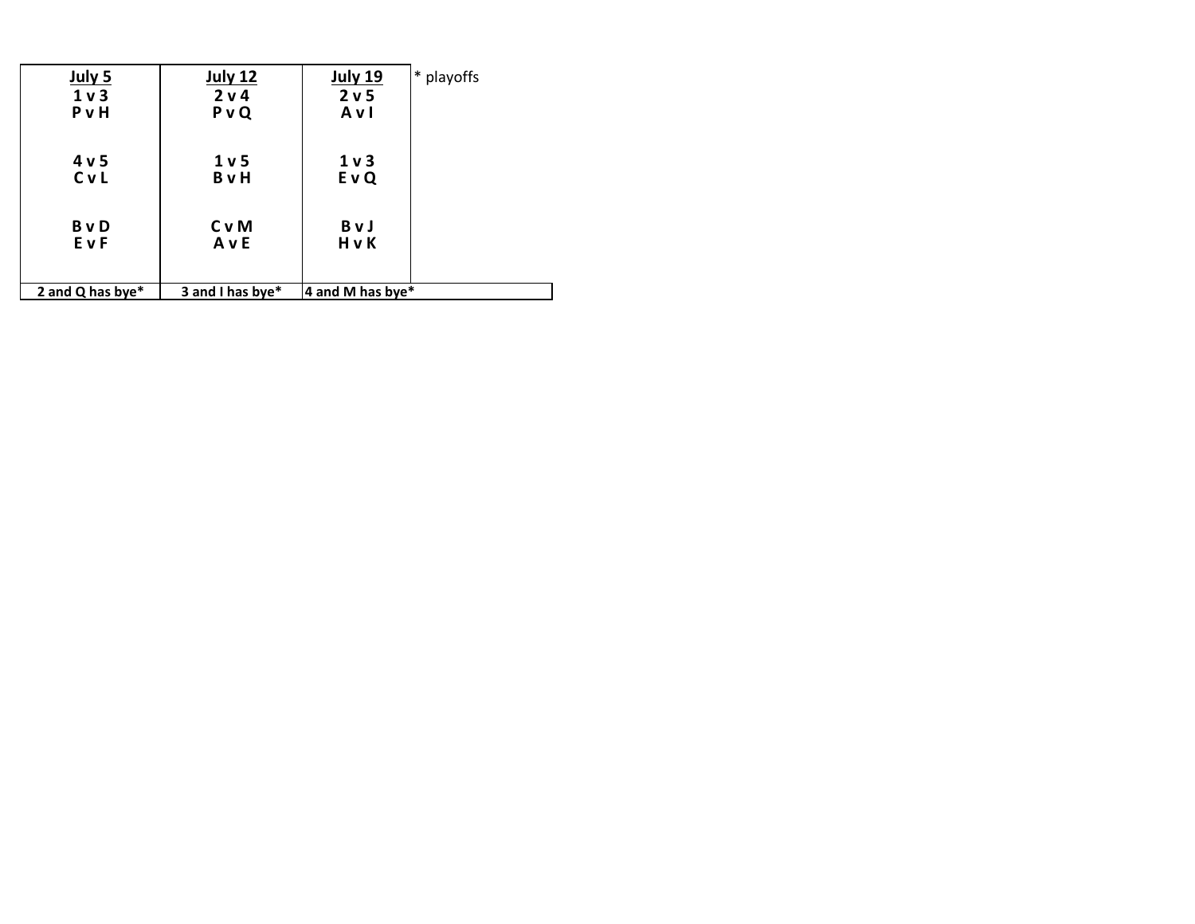| July 5 | July 12 | July 19 | * playoffs |
|---|---|---|---|
| 1 v 3<br>P v H | 2 v 4<br>P v Q | 2 v 5<br>A v I | |
| 4 v 5<br>C v L | 1 v 5<br>B v H | 1 v 3<br>E v Q | |
| B v D<br>E v F | C v M<br>A v E | B v J<br>H v K | |
| 2 and Q has bye* | 3 and I has bye* | 4 and M has bye* | |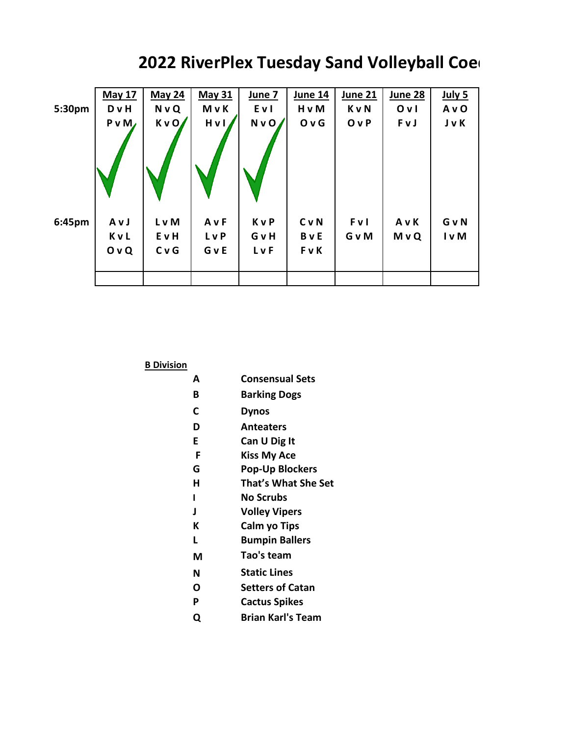# 2022 RiverPlex Tuesday Sand Volleyball Coe

| | May 17 | May 24 | May 31 | June 7 | June 14 | June 21 | June 28 | July 5 |
|---|---|---|---|---|---|---|---|---|
| 5:30pm | D v H | N v Q | M v K | E v I | H v M | K v N | O v I | A v O |
| | P v M | K v O | H v I | N v O | O v G | O v P | F v J | J v K |
| 6:45pm | A v J | L v M | A v F | K v P | C v N | F v I | A v K | G v N |
| | K v L | E v H | L v P | G v H | B v E | G v M | M v Q | I v M |
| | O v Q | C v G | G v E | L v F | F v K | | | |

**B Division**

| | |
|---|---|
| A | Consensual Sets |
| B | Barking Dogs |
| C | Dynos |
| D | Anteaters |
| E | Can U Dig It |
| F | Kiss My Ace |
| G | Pop-Up Blockers |
| H | That's What She Set |
| I | No Scrubs |
| J | Volley Vipers |
| K | Calm yo Tips |
| L | Bumpin Ballers |
| M | Tao's team |
| N | Static Lines |
| O | Setters of Catan |
| P | Cactus Spikes |
| Q | Brian Karl's Team |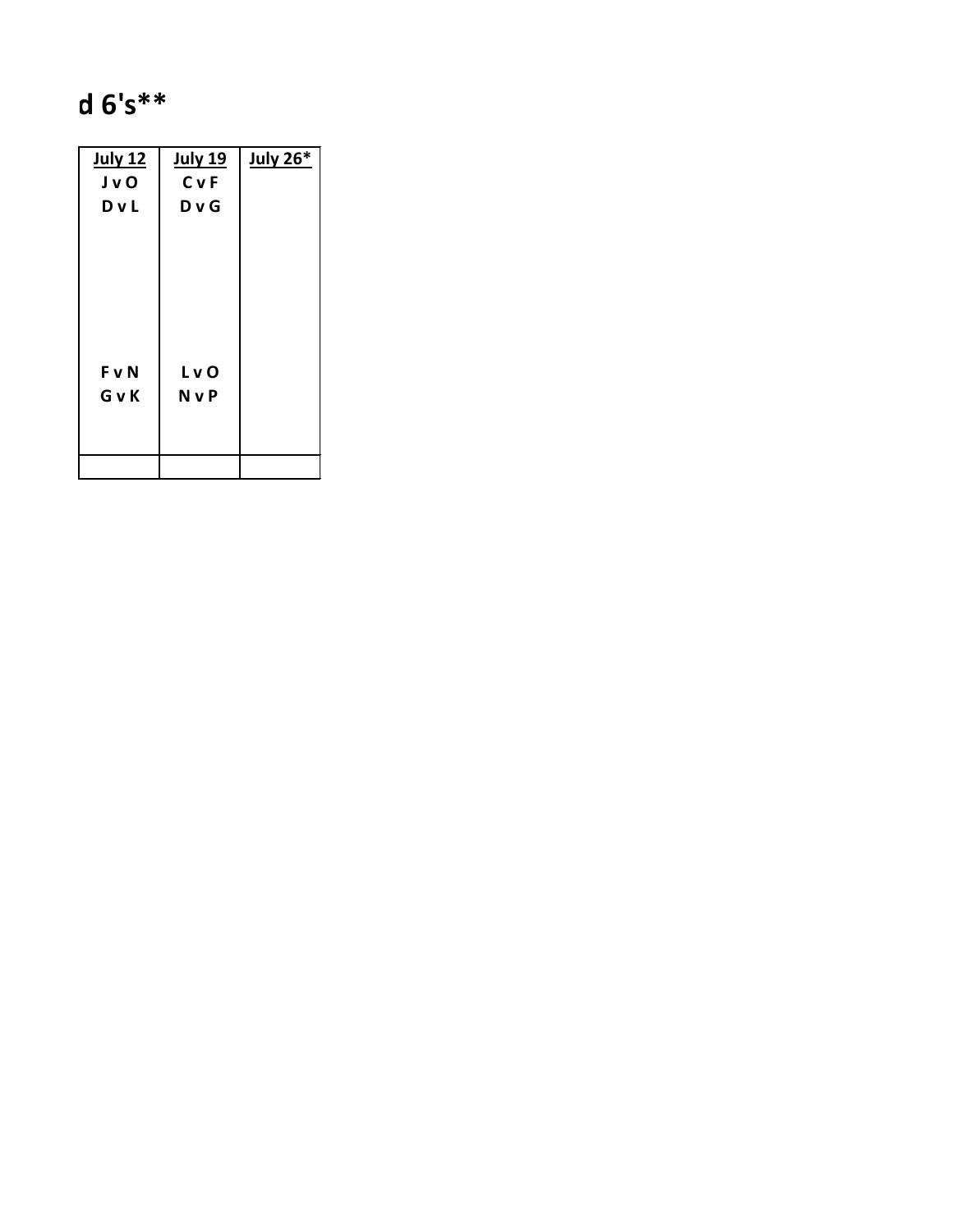**d 6's****

| July 12 | July 19 | July 26* |
|---|---|---|
| J v O | C v F | |
| D v L | D v G | |
| | | |
| | | |
| | | |
| | | |
| | | |
| F v N | L v O | |
| G v K | N v P | |
| | | |
| | | |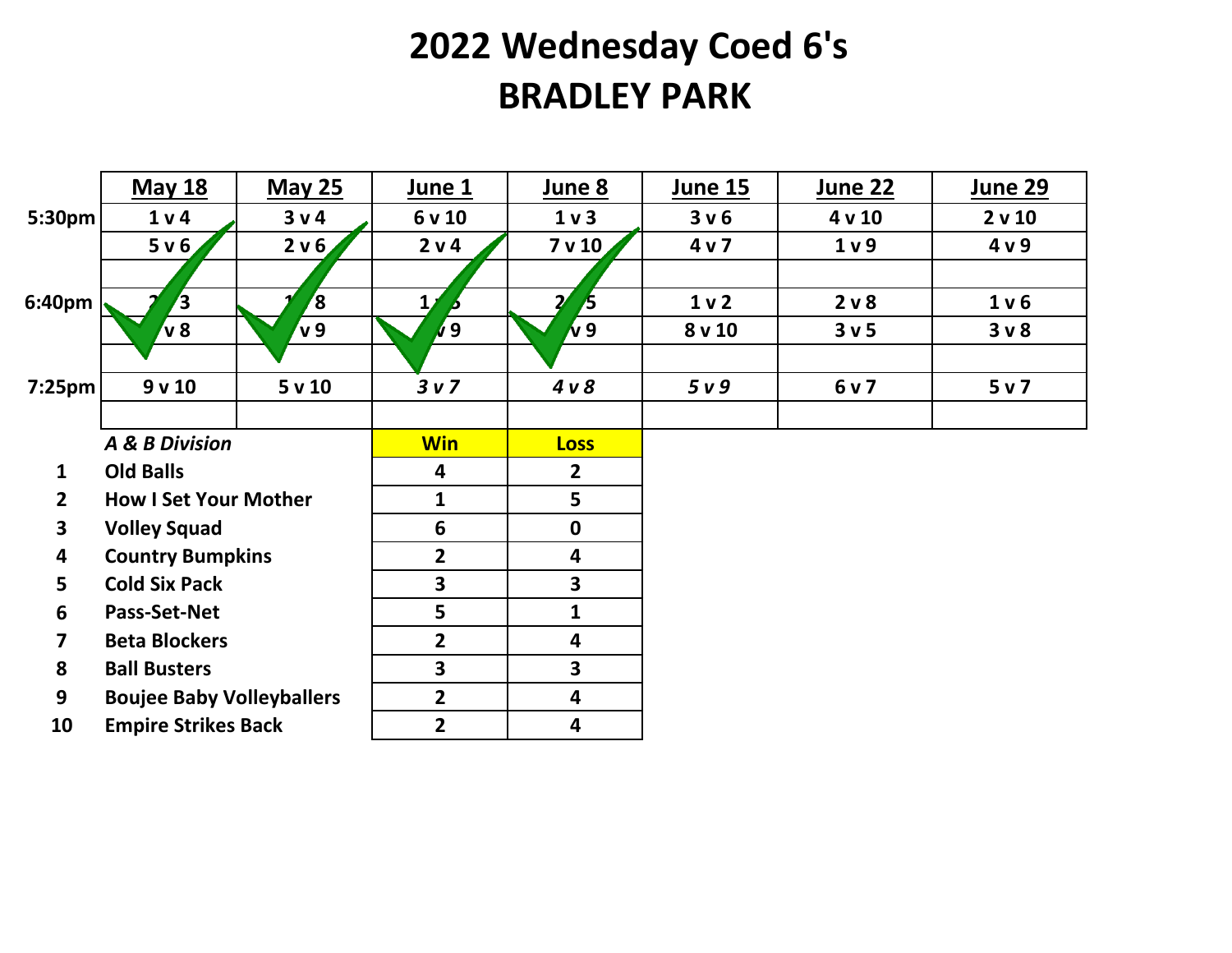# 2022 Wednesday Coed 6's
# BRADLEY PARK

| | May 18 | May 25 | June 1 | June 8 | June 15 | June 22 | June 29 |
|---|---|---|---|---|---|---|---|
| 5:30pm | 1 v 4 | 3 v 4 | 6 v 10 | 1 v 3 | 3 v 6 | 4 v 10 | 2 v 10 |
| | 5 v 6 | 2 v 6 | 2 v 4 | 7 v 10 | 4 v 7 | 1 v 9 | 4 v 9 |
| | | | | | | | |
| 6:40pm | 2 v 3 | 1 v 8 | 1 v 5 | 2 v 5 | 1 v 2 | 2 v 8 | 1 v 6 |
| | 7 v 8 | 7 v 9 | 8 v 9 | 6 v 9 | 8 v 10 | 3 v 5 | 3 v 8 |
| | | | | | | | |
| 7:25pm | 9 v 10 | 5 v 10 | *3 v 7* | *4 v 8* | *5 v 9* | 6 v 7 | 5 v 7 |
| | | | | | | | |

| | *A & B Division* | Win | Loss |
|---|---|---|---|
| 1 | Old Balls | 4 | 2 |
| 2 | How I Set Your Mother | 1 | 5 |
| 3 | Volley Squad | 6 | 0 |
| 4 | Country Bumpkins | 2 | 4 |
| 5 | Cold Six Pack | 3 | 3 |
| 6 | Pass-Set-Net | 5 | 1 |
| 7 | Beta Blockers | 2 | 4 |
| 8 | Ball Busters | 3 | 3 |
| 9 | Boujee Baby Volleyballers | 2 | 4 |
| 10 | Empire Strikes Back | 2 | 4 |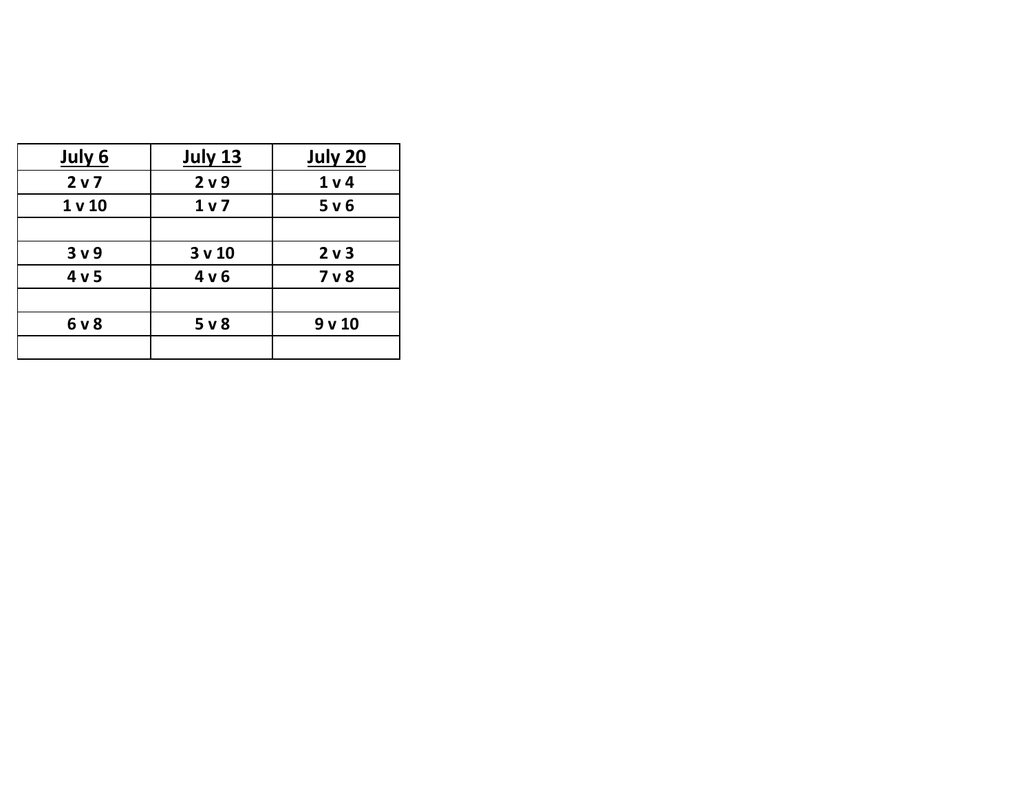| July 6 | July 13 | July 20 |
|---|---|---|
| 2 v 7 | 2 v 9 | 1 v 4 |
| 1 v 10 | 1 v 7 | 5 v 6 |
| | | |
| 3 v 9 | 3 v 10 | 2 v 3 |
| 4 v 5 | 4 v 6 | 7 v 8 |
| | | |
| 6 v 8 | 5 v 8 | 9 v 10 |
| | | |